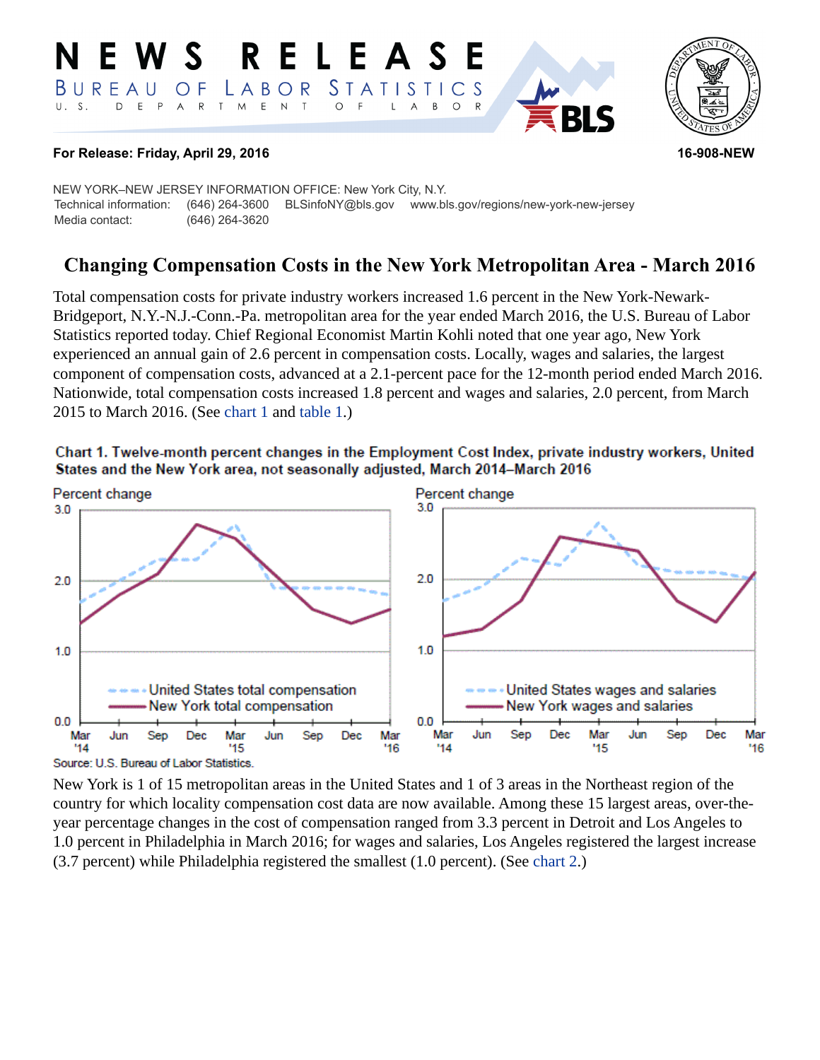# NEWS RELEASE

BUREAU OF LABOR STATISTICS

U. S. DEPARTMENT OF LABOR

**For Release: Friday, April 29, 2016**

**16-908-NEW**

NEW YORK–NEW JERSEY INFORMATION OFFICE: New York City, N.Y.

Technical information: (646) 264-3600 BLSinfoNY@bls.gov www.bls.gov/regions/new-york-new-jersey

Media contact: (646) 264-3620

## Changing Compensation Costs in the New York Metropolitan Area - March 2016

Total compensation costs for private industry workers increased 1.6 percent in the New York-Newark-Bridgeport, N.Y.-N.J.-Conn.-Pa. metropolitan area for the year ended March 2016, the U.S. Bureau of Labor Statistics reported today. Chief Regional Economist Martin Kohli noted that one year ago, New York experienced an annual gain of 2.6 percent in compensation costs. Locally, wages and salaries, the largest component of compensation costs, advanced at a 2.1-percent pace for the 12-month period ended March 2016. Nationwide, total compensation costs increased 1.8 percent and wages and salaries, 2.0 percent, from March 2015 to March 2016. (See chart 1 and table 1.)

**Chart 1. Twelve-month percent changes in the Employment Cost Index, private industry workers, United States and the New York area, not seasonally adjusted, March 2014–March 2016**

Source: U.S. Bureau of Labor Statistics.

New York is 1 of 15 metropolitan areas in the United States and 1 of 3 areas in the Northeast region of the country for which locality compensation cost data are now available. Among these 15 largest areas, over-the-year percentage changes in the cost of compensation ranged from 3.3 percent in Detroit and Los Angeles to 1.0 percent in Philadelphia in March 2016; for wages and salaries, Los Angeles registered the largest increase (3.7 percent) while Philadelphia registered the smallest (1.0 percent). (See chart 2.)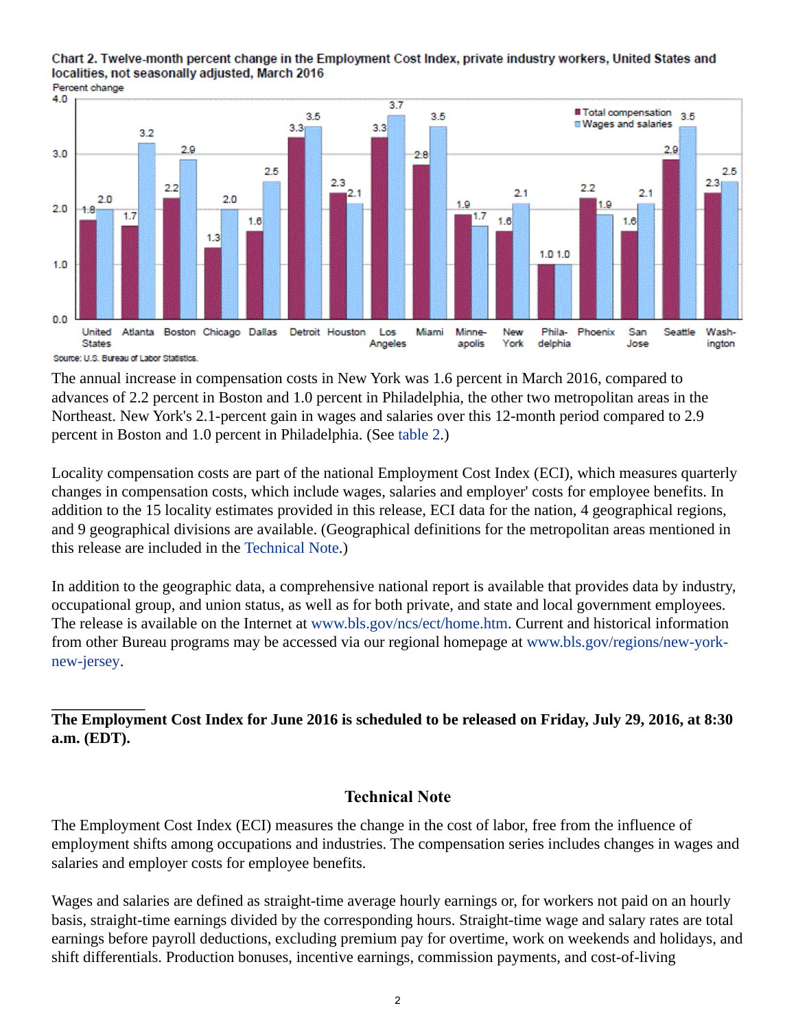**Chart 2. Twelve-month percent change in the Employment Cost Index, private industry workers, United States and localities, not seasonally adjusted, March 2016**

| Area | Total compensation | Wages and salaries |
|---|---|---|
| United States | 1.8 | 2.0 |
| Atlanta | 1.7 | 3.2 |
| Boston | 2.2 | 2.9 |
| Chicago | 1.3 | 2.0 |
| Dallas | 1.6 | 2.5 |
| Detroit | 3.3 | 3.5 |
| Houston | 2.3 | 2.1 |
| Los Angeles | 3.3 | 3.7 |
| Miami | 2.8 | 3.5 |
| Minneapolis | 1.9 | 1.7 |
| New York | 1.6 | 2.1 |
| Philadelphia | 1.0 | 1.0 |
| Phoenix | 2.2 | 1.9 |
| San Jose | 1.6 | 2.1 |
| Seattle | 2.9 | 3.5 |
| Washington | 2.3 | 2.5 |

Source: U.S. Bureau of Labor Statistics.

The annual increase in compensation costs in New York was 1.6 percent in March 2016, compared to advances of 2.2 percent in Boston and 1.0 percent in Philadelphia, the other two metropolitan areas in the Northeast. New York's 2.1-percent gain in wages and salaries over this 12-month period compared to 2.9 percent in Boston and 1.0 percent in Philadelphia. (See table 2.)

Locality compensation costs are part of the national Employment Cost Index (ECI), which measures quarterly changes in compensation costs, which include wages, salaries and employer' costs for employee benefits. In addition to the 15 locality estimates provided in this release, ECI data for the nation, 4 geographical regions, and 9 geographical divisions are available. (Geographical definitions for the metropolitan areas mentioned in this release are included in the Technical Note.)

In addition to the geographic data, a comprehensive national report is available that provides data by industry, occupational group, and union status, as well as for both private, and state and local government employees. The release is available on the Internet at www.bls.gov/ncs/ect/home.htm. Current and historical information from other Bureau programs may be accessed via our regional homepage at www.bls.gov/regions/new-york-new-jersey.

---

**The Employment Cost Index for June 2016 is scheduled to be released on Friday, July 29, 2016, at 8:30 a.m. (EDT).**

## Technical Note

The Employment Cost Index (ECI) measures the change in the cost of labor, free from the influence of employment shifts among occupations and industries. The compensation series includes changes in wages and salaries and employer costs for employee benefits.

Wages and salaries are defined as straight-time average hourly earnings or, for workers not paid on an hourly basis, straight-time earnings divided by the corresponding hours. Straight-time wage and salary rates are total earnings before payroll deductions, excluding premium pay for overtime, work on weekends and holidays, and shift differentials. Production bonuses, incentive earnings, commission payments, and cost-of-living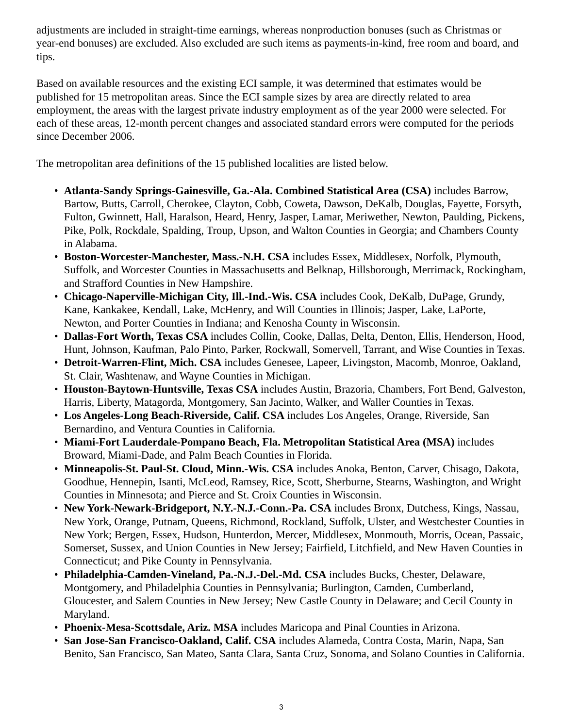adjustments are included in straight-time earnings, whereas nonproduction bonuses (such as Christmas or year-end bonuses) are excluded. Also excluded are such items as payments-in-kind, free room and board, and tips.

Based on available resources and the existing ECI sample, it was determined that estimates would be published for 15 metropolitan areas. Since the ECI sample sizes by area are directly related to area employment, the areas with the largest private industry employment as of the year 2000 were selected. For each of these areas, 12-month percent changes and associated standard errors were computed for the periods since December 2006.

The metropolitan area definitions of the 15 published localities are listed below.

- **Atlanta-Sandy Springs-Gainesville, Ga.-Ala. Combined Statistical Area (CSA)** includes Barrow, Bartow, Butts, Carroll, Cherokee, Clayton, Cobb, Coweta, Dawson, DeKalb, Douglas, Fayette, Forsyth, Fulton, Gwinnett, Hall, Haralson, Heard, Henry, Jasper, Lamar, Meriwether, Newton, Paulding, Pickens, Pike, Polk, Rockdale, Spalding, Troup, Upson, and Walton Counties in Georgia; and Chambers County in Alabama.
- **Boston-Worcester-Manchester, Mass.-N.H. CSA** includes Essex, Middlesex, Norfolk, Plymouth, Suffolk, and Worcester Counties in Massachusetts and Belknap, Hillsborough, Merrimack, Rockingham, and Strafford Counties in New Hampshire.
- **Chicago-Naperville-Michigan City, Ill.-Ind.-Wis. CSA** includes Cook, DeKalb, DuPage, Grundy, Kane, Kankakee, Kendall, Lake, McHenry, and Will Counties in Illinois; Jasper, Lake, LaPorte, Newton, and Porter Counties in Indiana; and Kenosha County in Wisconsin.
- **Dallas-Fort Worth, Texas CSA** includes Collin, Cooke, Dallas, Delta, Denton, Ellis, Henderson, Hood, Hunt, Johnson, Kaufman, Palo Pinto, Parker, Rockwall, Somervell, Tarrant, and Wise Counties in Texas.
- **Detroit-Warren-Flint, Mich. CSA** includes Genesee, Lapeer, Livingston, Macomb, Monroe, Oakland, St. Clair, Washtenaw, and Wayne Counties in Michigan.
- **Houston-Baytown-Huntsville, Texas CSA** includes Austin, Brazoria, Chambers, Fort Bend, Galveston, Harris, Liberty, Matagorda, Montgomery, San Jacinto, Walker, and Waller Counties in Texas.
- **Los Angeles-Long Beach-Riverside, Calif. CSA** includes Los Angeles, Orange, Riverside, San Bernardino, and Ventura Counties in California.
- **Miami-Fort Lauderdale-Pompano Beach, Fla. Metropolitan Statistical Area (MSA)** includes Broward, Miami-Dade, and Palm Beach Counties in Florida.
- **Minneapolis-St. Paul-St. Cloud, Minn.-Wis. CSA** includes Anoka, Benton, Carver, Chisago, Dakota, Goodhue, Hennepin, Isanti, McLeod, Ramsey, Rice, Scott, Sherburne, Stearns, Washington, and Wright Counties in Minnesota; and Pierce and St. Croix Counties in Wisconsin.
- **New York-Newark-Bridgeport, N.Y.-N.J.-Conn.-Pa. CSA** includes Bronx, Dutchess, Kings, Nassau, New York, Orange, Putnam, Queens, Richmond, Rockland, Suffolk, Ulster, and Westchester Counties in New York; Bergen, Essex, Hudson, Hunterdon, Mercer, Middlesex, Monmouth, Morris, Ocean, Passaic, Somerset, Sussex, and Union Counties in New Jersey; Fairfield, Litchfield, and New Haven Counties in Connecticut; and Pike County in Pennsylvania.
- **Philadelphia-Camden-Vineland, Pa.-N.J.-Del.-Md. CSA** includes Bucks, Chester, Delaware, Montgomery, and Philadelphia Counties in Pennsylvania; Burlington, Camden, Cumberland, Gloucester, and Salem Counties in New Jersey; New Castle County in Delaware; and Cecil County in Maryland.
- **Phoenix-Mesa-Scottsdale, Ariz. MSA** includes Maricopa and Pinal Counties in Arizona.
- **San Jose-San Francisco-Oakland, Calif. CSA** includes Alameda, Contra Costa, Marin, Napa, San Benito, San Francisco, San Mateo, Santa Clara, Santa Cruz, Sonoma, and Solano Counties in California.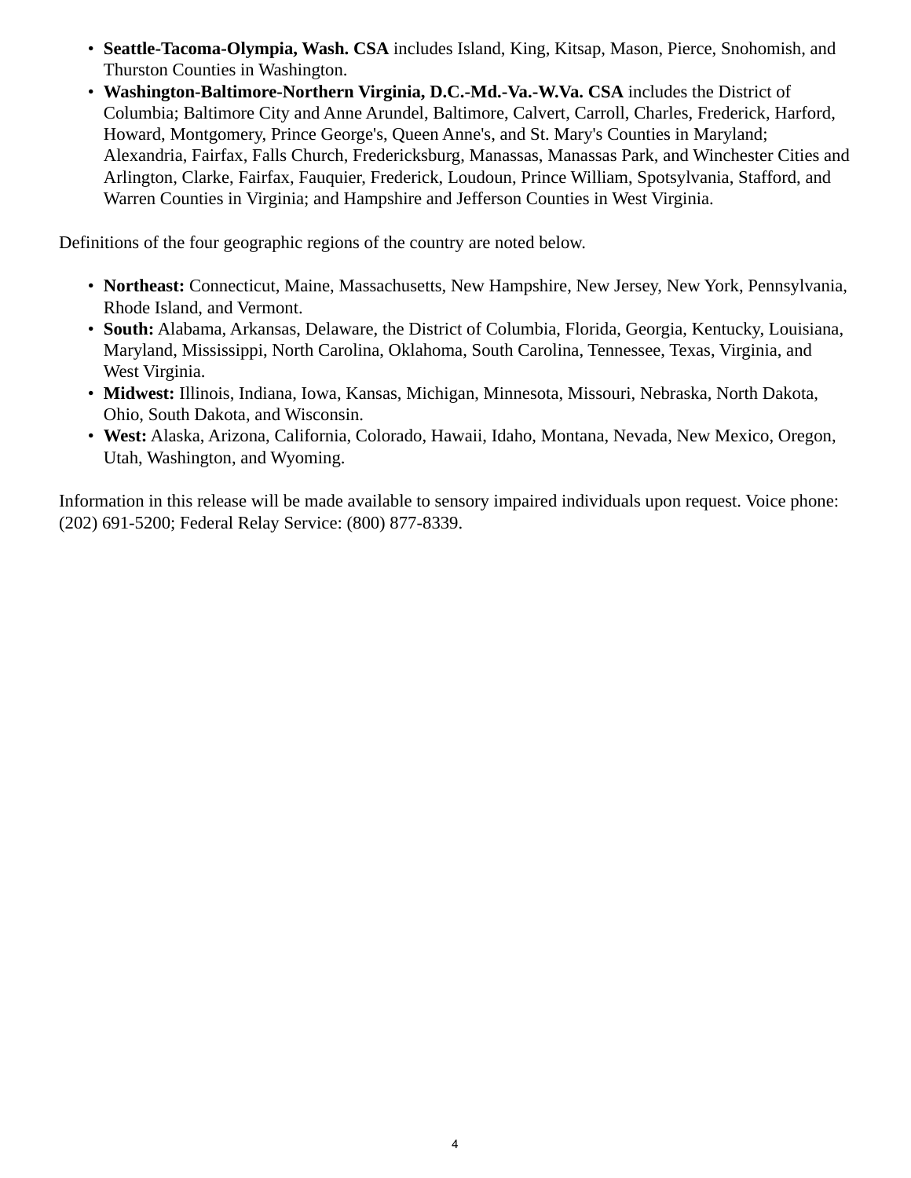- **Seattle-Tacoma-Olympia, Wash. CSA** includes Island, King, Kitsap, Mason, Pierce, Snohomish, and Thurston Counties in Washington.
- **Washington-Baltimore-Northern Virginia, D.C.-Md.-Va.-W.Va. CSA** includes the District of Columbia; Baltimore City and Anne Arundel, Baltimore, Calvert, Carroll, Charles, Frederick, Harford, Howard, Montgomery, Prince George's, Queen Anne's, and St. Mary's Counties in Maryland; Alexandria, Fairfax, Falls Church, Fredericksburg, Manassas, Manassas Park, and Winchester Cities and Arlington, Clarke, Fairfax, Fauquier, Frederick, Loudoun, Prince William, Spotsylvania, Stafford, and Warren Counties in Virginia; and Hampshire and Jefferson Counties in West Virginia.

Definitions of the four geographic regions of the country are noted below.

- **Northeast:** Connecticut, Maine, Massachusetts, New Hampshire, New Jersey, New York, Pennsylvania, Rhode Island, and Vermont.
- **South:** Alabama, Arkansas, Delaware, the District of Columbia, Florida, Georgia, Kentucky, Louisiana, Maryland, Mississippi, North Carolina, Oklahoma, South Carolina, Tennessee, Texas, Virginia, and West Virginia.
- **Midwest:** Illinois, Indiana, Iowa, Kansas, Michigan, Minnesota, Missouri, Nebraska, North Dakota, Ohio, South Dakota, and Wisconsin.
- **West:** Alaska, Arizona, California, Colorado, Hawaii, Idaho, Montana, Nevada, New Mexico, Oregon, Utah, Washington, and Wyoming.

Information in this release will be made available to sensory impaired individuals upon request. Voice phone: (202) 691-5200; Federal Relay Service: (800) 877-8339.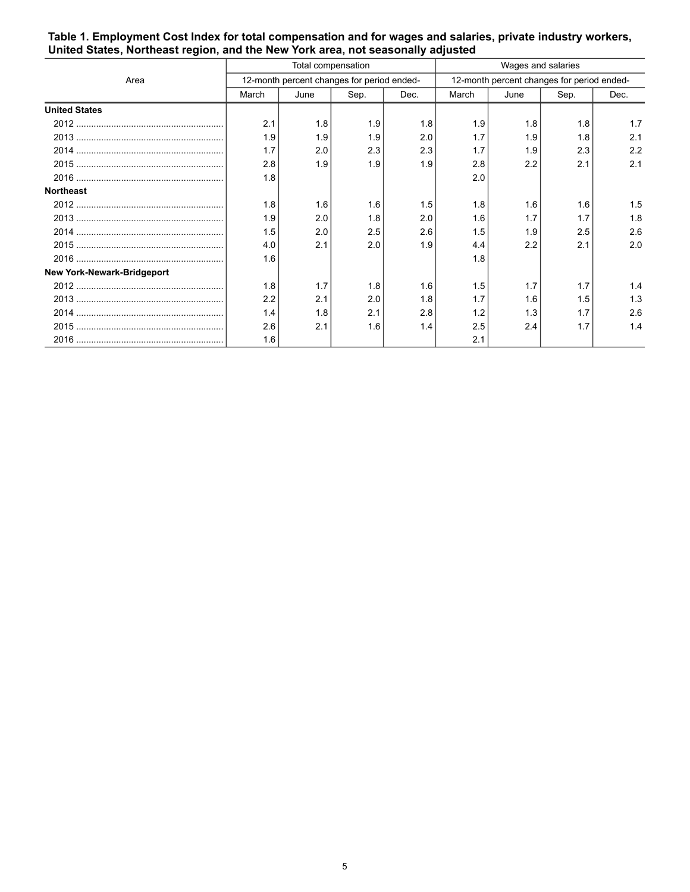**Table 1. Employment Cost Index for total compensation and for wages and salaries, private industry workers, United States, Northeast region, and the New York area, not seasonally adjusted**

| Area | Total compensation | | | | Wages and salaries | | | |
|---|---|---|---|---|---|---|---|---|
| | 12-month percent changes for period ended- | | | | 12-month percent changes for period ended- | | | |
| | March | June | Sep. | Dec. | March | June | Sep. | Dec. |
| **United States** | | | | | | | | |
| 2012 | 2.1 | 1.8 | 1.9 | 1.8 | 1.9 | 1.8 | 1.8 | 1.7 |
| 2013 | 1.9 | 1.9 | 1.9 | 2.0 | 1.7 | 1.9 | 1.8 | 2.1 |
| 2014 | 1.7 | 2.0 | 2.3 | 2.3 | 1.7 | 1.9 | 2.3 | 2.2 |
| 2015 | 2.8 | 1.9 | 1.9 | 1.9 | 2.8 | 2.2 | 2.1 | 2.1 |
| 2016 | 1.8 | | | | 2.0 | | | |
| **Northeast** | | | | | | | | |
| 2012 | 1.8 | 1.6 | 1.6 | 1.5 | 1.8 | 1.6 | 1.6 | 1.5 |
| 2013 | 1.9 | 2.0 | 1.8 | 2.0 | 1.6 | 1.7 | 1.7 | 1.8 |
| 2014 | 1.5 | 2.0 | 2.5 | 2.6 | 1.5 | 1.9 | 2.5 | 2.6 |
| 2015 | 4.0 | 2.1 | 2.0 | 1.9 | 4.4 | 2.2 | 2.1 | 2.0 |
| 2016 | 1.6 | | | | 1.8 | | | |
| **New York-Newark-Bridgeport** | | | | | | | | |
| 2012 | 1.8 | 1.7 | 1.8 | 1.6 | 1.5 | 1.7 | 1.7 | 1.4 |
| 2013 | 2.2 | 2.1 | 2.0 | 1.8 | 1.7 | 1.6 | 1.5 | 1.3 |
| 2014 | 1.4 | 1.8 | 2.1 | 2.8 | 1.2 | 1.3 | 1.7 | 2.6 |
| 2015 | 2.6 | 2.1 | 1.6 | 1.4 | 2.5 | 2.4 | 1.7 | 1.4 |
| 2016 | 1.6 | | | | 2.1 | | | |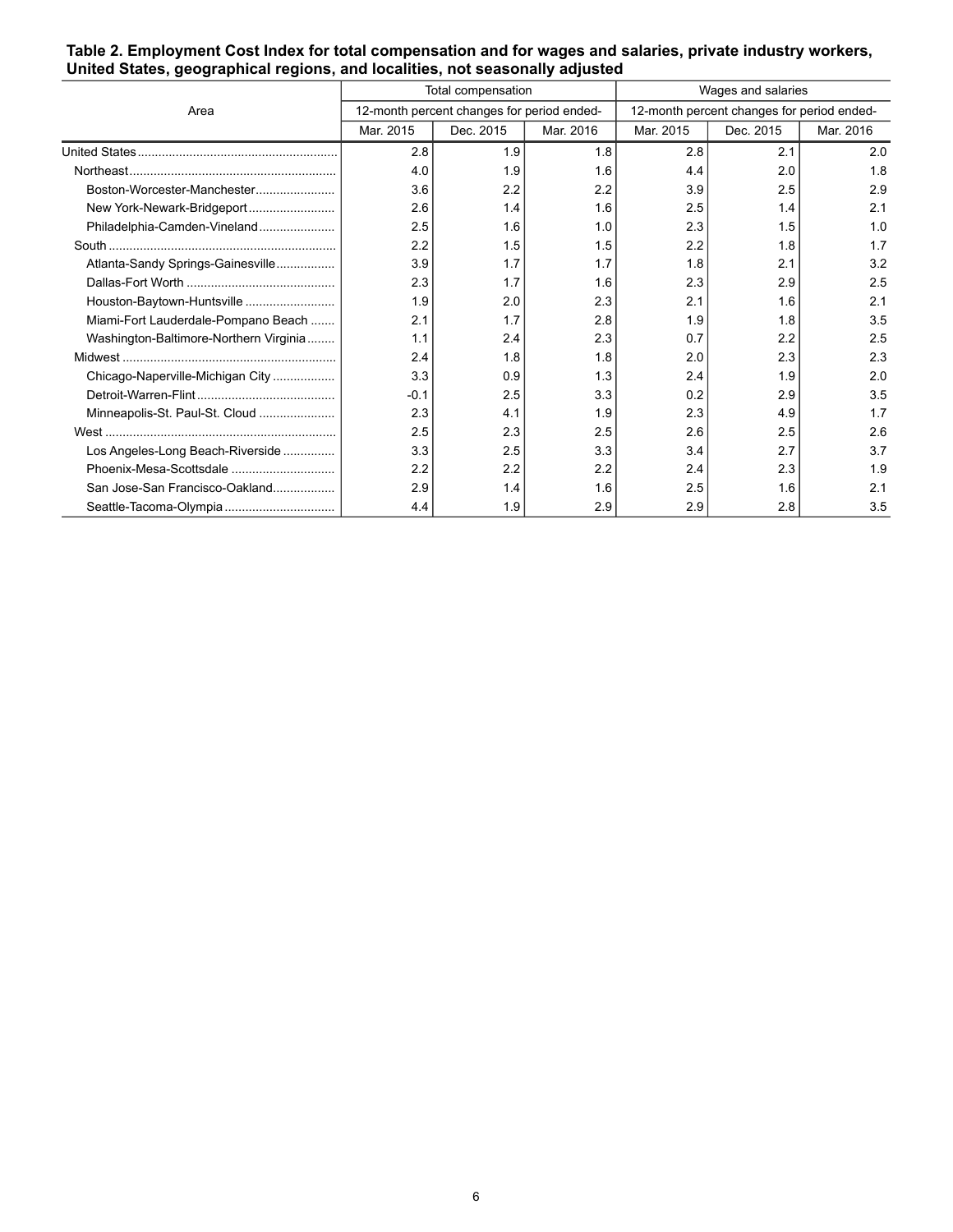**Table 2. Employment Cost Index for total compensation and for wages and salaries, private industry workers, United States, geographical regions, and localities, not seasonally adjusted**

| Area | Total compensation | | | Wages and salaries | | |
|---|---|---|---|---|---|---|
| | 12-month percent changes for period ended- | | | 12-month percent changes for period ended- | | |
| | Mar. 2015 | Dec. 2015 | Mar. 2016 | Mar. 2015 | Dec. 2015 | Mar. 2016 |
| United States | 2.8 | 1.9 | 1.8 | 2.8 | 2.1 | 2.0 |
| Northeast | 4.0 | 1.9 | 1.6 | 4.4 | 2.0 | 1.8 |
| Boston-Worcester-Manchester | 3.6 | 2.2 | 2.2 | 3.9 | 2.5 | 2.9 |
| New York-Newark-Bridgeport | 2.6 | 1.4 | 1.6 | 2.5 | 1.4 | 2.1 |
| Philadelphia-Camden-Vineland | 2.5 | 1.6 | 1.0 | 2.3 | 1.5 | 1.0 |
| South | 2.2 | 1.5 | 1.5 | 2.2 | 1.8 | 1.7 |
| Atlanta-Sandy Springs-Gainesville | 3.9 | 1.7 | 1.7 | 1.8 | 2.1 | 3.2 |
| Dallas-Fort Worth | 2.3 | 1.7 | 1.6 | 2.3 | 2.9 | 2.5 |
| Houston-Baytown-Huntsville | 1.9 | 2.0 | 2.3 | 2.1 | 1.6 | 2.1 |
| Miami-Fort Lauderdale-Pompano Beach | 2.1 | 1.7 | 2.8 | 1.9 | 1.8 | 3.5 |
| Washington-Baltimore-Northern Virginia | 1.1 | 2.4 | 2.3 | 0.7 | 2.2 | 2.5 |
| Midwest | 2.4 | 1.8 | 1.8 | 2.0 | 2.3 | 2.3 |
| Chicago-Naperville-Michigan City | 3.3 | 0.9 | 1.3 | 2.4 | 1.9 | 2.0 |
| Detroit-Warren-Flint | -0.1 | 2.5 | 3.3 | 0.2 | 2.9 | 3.5 |
| Minneapolis-St. Paul-St. Cloud | 2.3 | 4.1 | 1.9 | 2.3 | 4.9 | 1.7 |
| West | 2.5 | 2.3 | 2.5 | 2.6 | 2.5 | 2.6 |
| Los Angeles-Long Beach-Riverside | 3.3 | 2.5 | 3.3 | 3.4 | 2.7 | 3.7 |
| Phoenix-Mesa-Scottsdale | 2.2 | 2.2 | 2.2 | 2.4 | 2.3 | 1.9 |
| San Jose-San Francisco-Oakland | 2.9 | 1.4 | 1.6 | 2.5 | 1.6 | 2.1 |
| Seattle-Tacoma-Olympia | 4.4 | 1.9 | 2.9 | 2.9 | 2.8 | 3.5 |